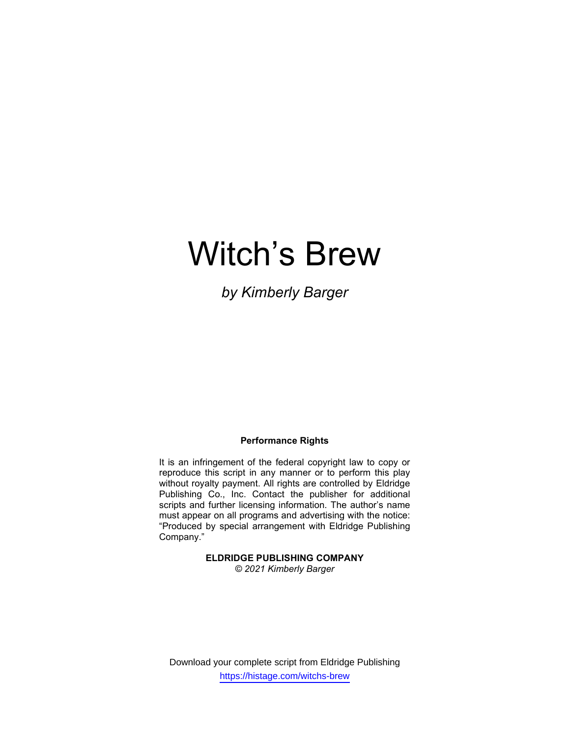# Witch's Brew

*by Kimberly Barger*

**Performance Rights**

It is an infringement of the federal copyright law to copy or reproduce this script in any manner or to perform this play without royalty payment. All rights are controlled by Eldridge Publishing Co., Inc. Contact the publisher for additional scripts and further licensing information. The author's name must appear on all programs and advertising with the notice: "Produced by special arrangement with Eldridge Publishing Company."

**ELDRIDGE PUBLISHING COMPANY**
*© 2021 Kimberly Barger*

Download your complete script from Eldridge Publishing
https://histage.com/witchs-brew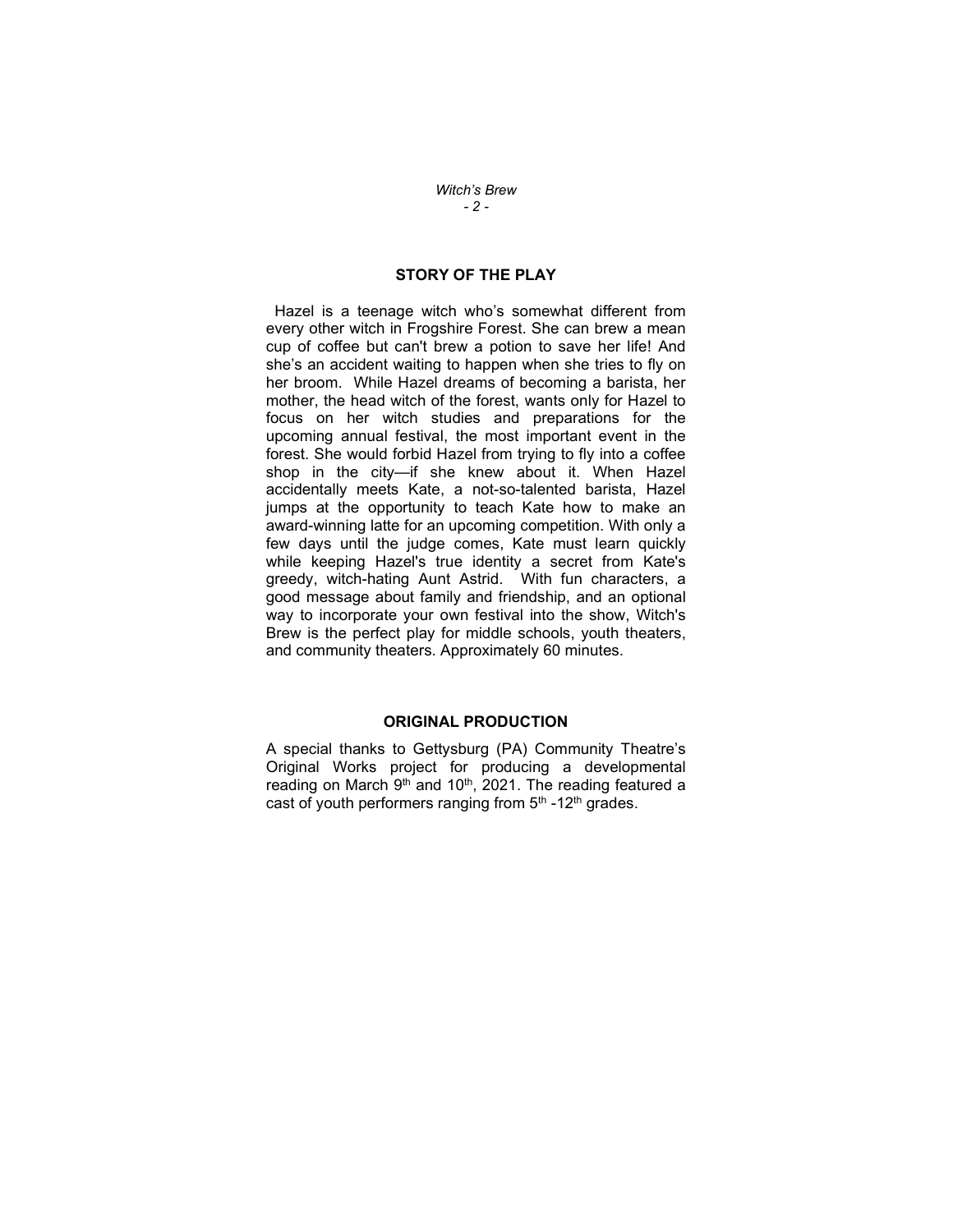## STORY OF THE PLAY

Hazel is a teenage witch who's somewhat different from every other witch in Frogshire Forest. She can brew a mean cup of coffee but can't brew a potion to save her life! And she's an accident waiting to happen when she tries to fly on her broom. While Hazel dreams of becoming a barista, her mother, the head witch of the forest, wants only for Hazel to focus on her witch studies and preparations for the upcoming annual festival, the most important event in the forest. She would forbid Hazel from trying to fly into a coffee shop in the city—if she knew about it. When Hazel accidentally meets Kate, a not-so-talented barista, Hazel jumps at the opportunity to teach Kate how to make an award-winning latte for an upcoming competition. With only a few days until the judge comes, Kate must learn quickly while keeping Hazel's true identity a secret from Kate's greedy, witch-hating Aunt Astrid. With fun characters, a good message about family and friendship, and an optional way to incorporate your own festival into the show, Witch's Brew is the perfect play for middle schools, youth theaters, and community theaters. Approximately 60 minutes.

## ORIGINAL PRODUCTION

A special thanks to Gettysburg (PA) Community Theatre's Original Works project for producing a developmental reading on March 9th and 10th, 2021. The reading featured a cast of youth performers ranging from 5th -12th grades.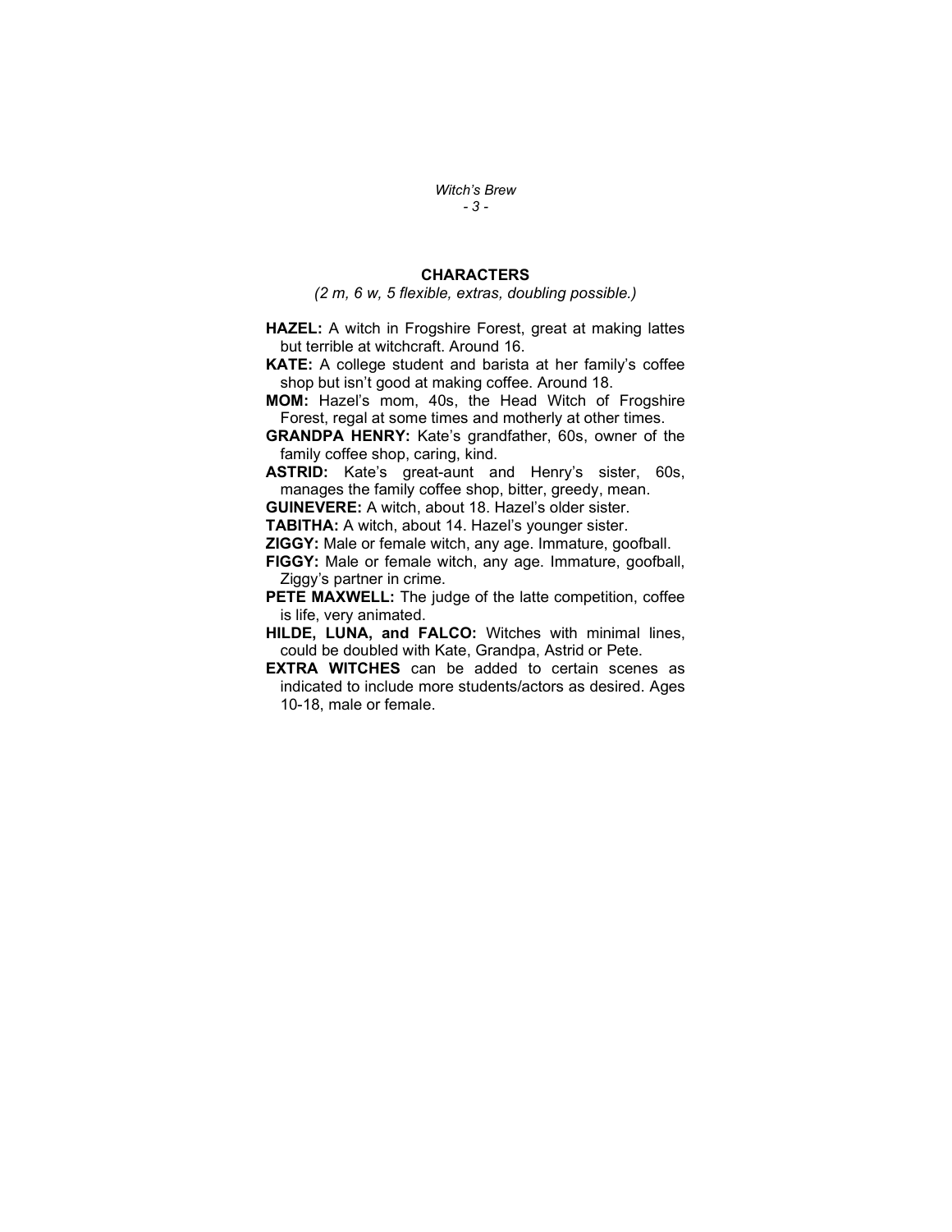## CHARACTERS

*(2 m, 6 w, 5 flexible, extras, doubling possible.)*

**HAZEL:** A witch in Frogshire Forest, great at making lattes but terrible at witchcraft. Around 16.

**KATE:** A college student and barista at her family's coffee shop but isn't good at making coffee. Around 18.

**MOM:** Hazel's mom, 40s, the Head Witch of Frogshire Forest, regal at some times and motherly at other times.

**GRANDPA HENRY:** Kate's grandfather, 60s, owner of the family coffee shop, caring, kind.

**ASTRID:** Kate's great-aunt and Henry's sister, 60s, manages the family coffee shop, bitter, greedy, mean.

**GUINEVERE:** A witch, about 18. Hazel's older sister.

**TABITHA:** A witch, about 14. Hazel's younger sister.

**ZIGGY:** Male or female witch, any age. Immature, goofball.

**FIGGY:** Male or female witch, any age. Immature, goofball, Ziggy's partner in crime.

**PETE MAXWELL:** The judge of the latte competition, coffee is life, very animated.

**HILDE, LUNA, and FALCO:** Witches with minimal lines, could be doubled with Kate, Grandpa, Astrid or Pete.

**EXTRA WITCHES** can be added to certain scenes as indicated to include more students/actors as desired. Ages 10-18, male or female.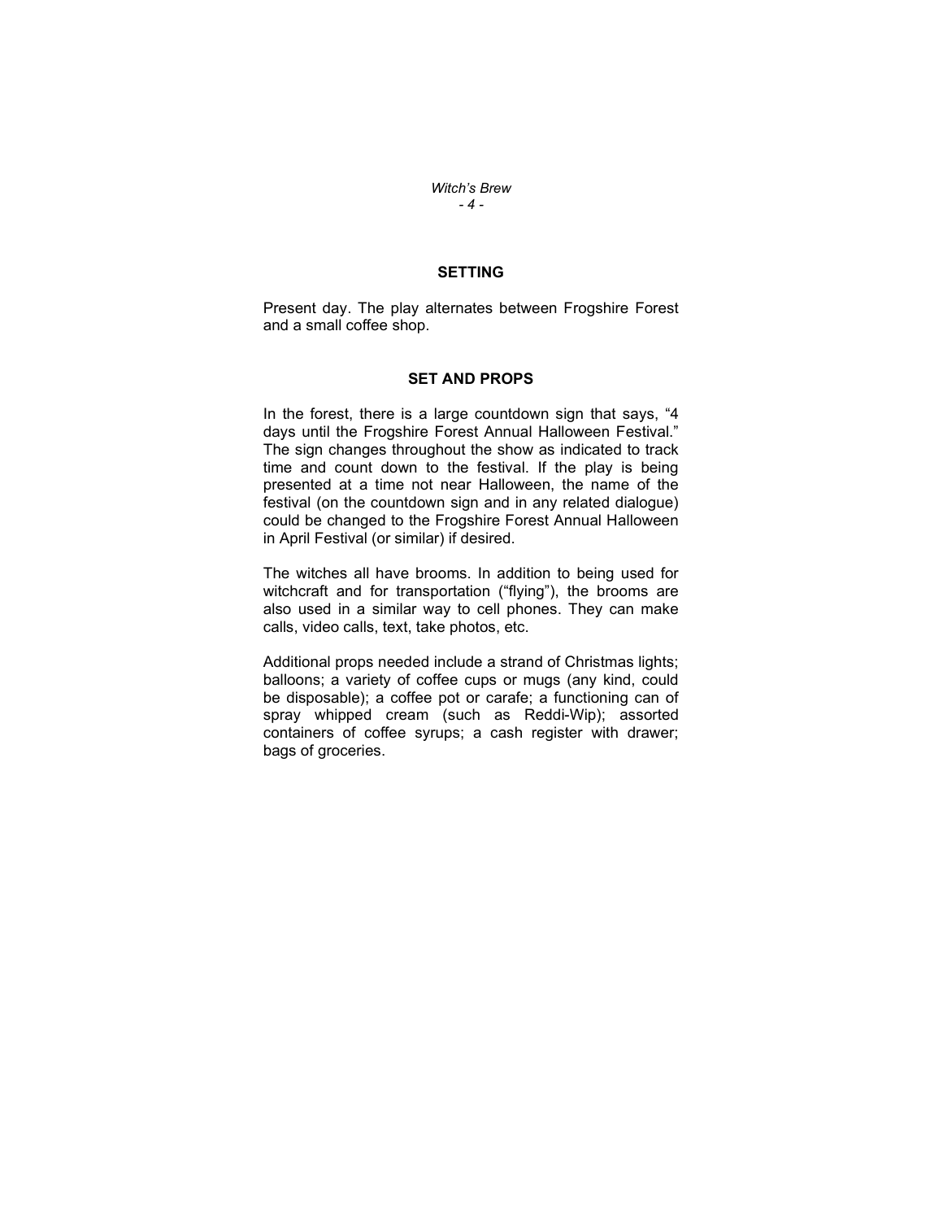## SETTING

Present day. The play alternates between Frogshire Forest and a small coffee shop.

## SET AND PROPS

In the forest, there is a large countdown sign that says, "4 days until the Frogshire Forest Annual Halloween Festival." The sign changes throughout the show as indicated to track time and count down to the festival. If the play is being presented at a time not near Halloween, the name of the festival (on the countdown sign and in any related dialogue) could be changed to the Frogshire Forest Annual Halloween in April Festival (or similar) if desired.

The witches all have brooms. In addition to being used for witchcraft and for transportation ("flying"), the brooms are also used in a similar way to cell phones. They can make calls, video calls, text, take photos, etc.

Additional props needed include a strand of Christmas lights; balloons; a variety of coffee cups or mugs (any kind, could be disposable); a coffee pot or carafe; a functioning can of spray whipped cream (such as Reddi-Wip); assorted containers of coffee syrups; a cash register with drawer; bags of groceries.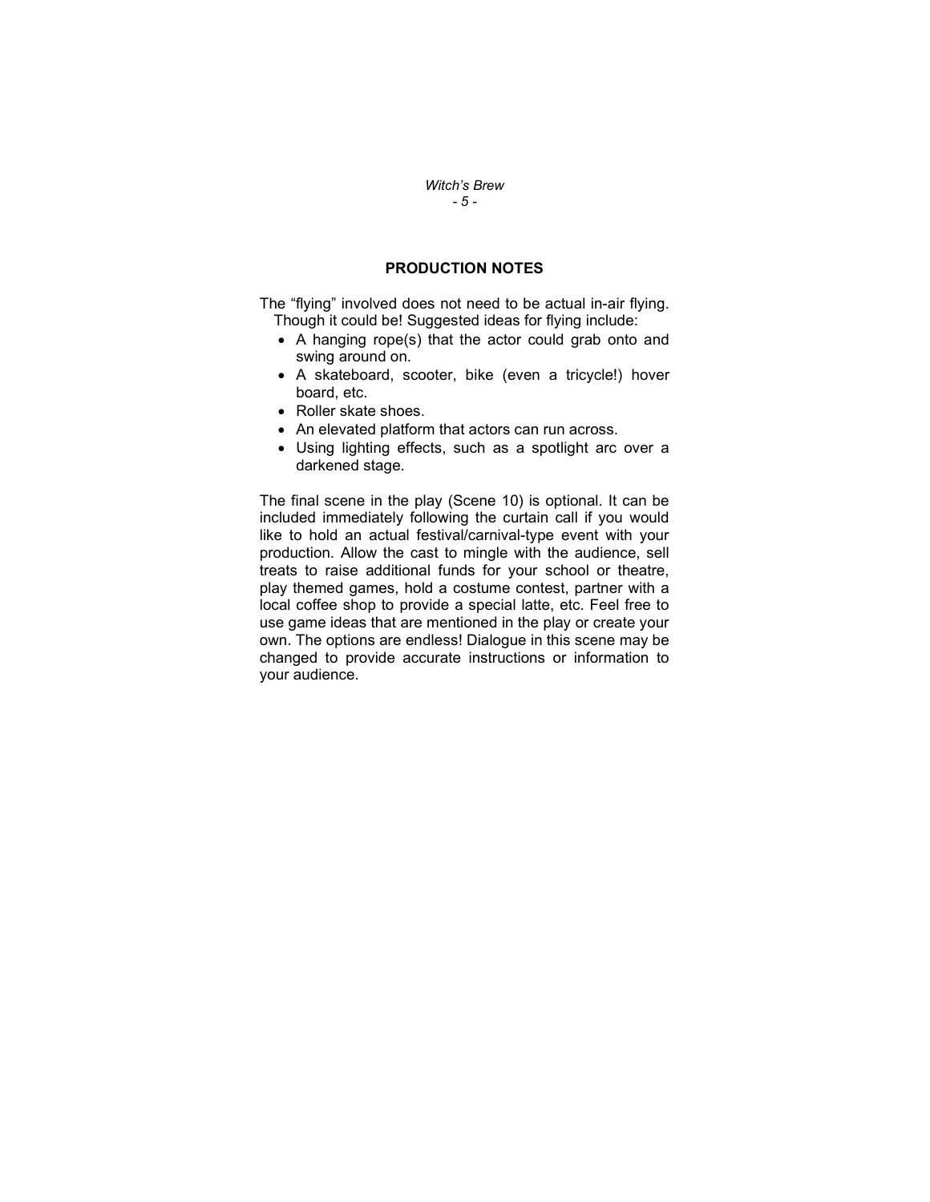## PRODUCTION NOTES

The "flying" involved does not need to be actual in-air flying. Though it could be! Suggested ideas for flying include:

- A hanging rope(s) that the actor could grab onto and swing around on.
- A skateboard, scooter, bike (even a tricycle!) hover board, etc.
- Roller skate shoes.
- An elevated platform that actors can run across.
- Using lighting effects, such as a spotlight arc over a darkened stage.

The final scene in the play (Scene 10) is optional. It can be included immediately following the curtain call if you would like to hold an actual festival/carnival-type event with your production. Allow the cast to mingle with the audience, sell treats to raise additional funds for your school or theatre, play themed games, hold a costume contest, partner with a local coffee shop to provide a special latte, etc. Feel free to use game ideas that are mentioned in the play or create your own. The options are endless! Dialogue in this scene may be changed to provide accurate instructions or information to your audience.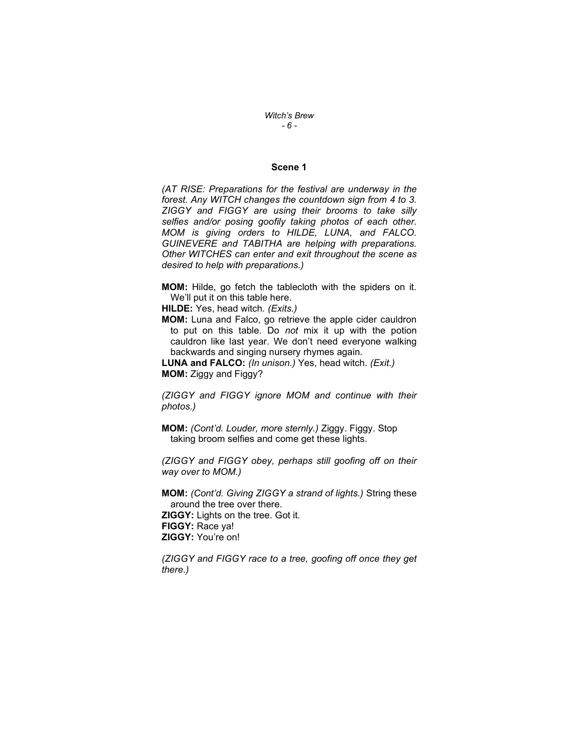## Scene 1

*(AT RISE: Preparations for the festival are underway in the forest. Any WITCH changes the countdown sign from 4 to 3. ZIGGY and FIGGY are using their brooms to take silly selfies and/or posing goofily taking photos of each other. MOM is giving orders to HILDE, LUNA, and FALCO. GUINEVERE and TABITHA are helping with preparations. Other WITCHES can enter and exit throughout the scene as desired to help with preparations.)*

**MOM:** Hilde, go fetch the tablecloth with the spiders on it. We'll put it on this table here.

**HILDE:** Yes, head witch. *(Exits.)*

**MOM:** Luna and Falco, go retrieve the apple cider cauldron to put on this table. Do *not* mix it up with the potion cauldron like last year. We don't need everyone walking backwards and singing nursery rhymes again.

**LUNA and FALCO:** *(In unison.)* Yes, head witch. *(Exit.)*

**MOM:** Ziggy and Figgy?

*(ZIGGY and FIGGY ignore MOM and continue with their photos.)*

**MOM:** *(Cont'd. Louder, more sternly.)* Ziggy. Figgy. Stop taking broom selfies and come get these lights.

*(ZIGGY and FIGGY obey, perhaps still goofing off on their way over to MOM.)*

**MOM:** *(Cont'd. Giving ZIGGY a strand of lights.)* String these around the tree over there.

**ZIGGY:** Lights on the tree. Got it.

**FIGGY:** Race ya!

**ZIGGY:** You're on!

*(ZIGGY and FIGGY race to a tree, goofing off once they get there.)*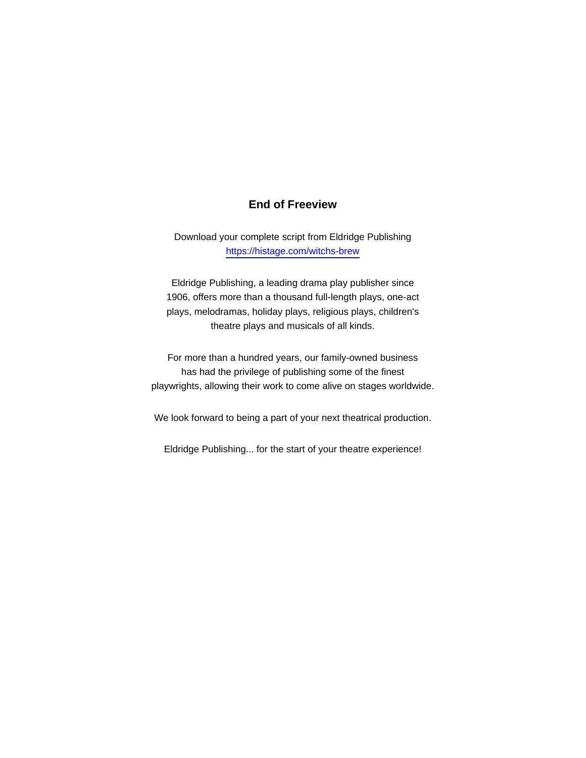**End of Freeview**

Download your complete script from Eldridge Publishing
https://histage.com/witchs-brew

Eldridge Publishing, a leading drama play publisher since 1906, offers more than a thousand full-length plays, one-act plays, melodramas, holiday plays, religious plays, children's theatre plays and musicals of all kinds.

For more than a hundred years, our family-owned business has had the privilege of publishing some of the finest playwrights, allowing their work to come alive on stages worldwide.

We look forward to being a part of your next theatrical production.

Eldridge Publishing... for the start of your theatre experience!